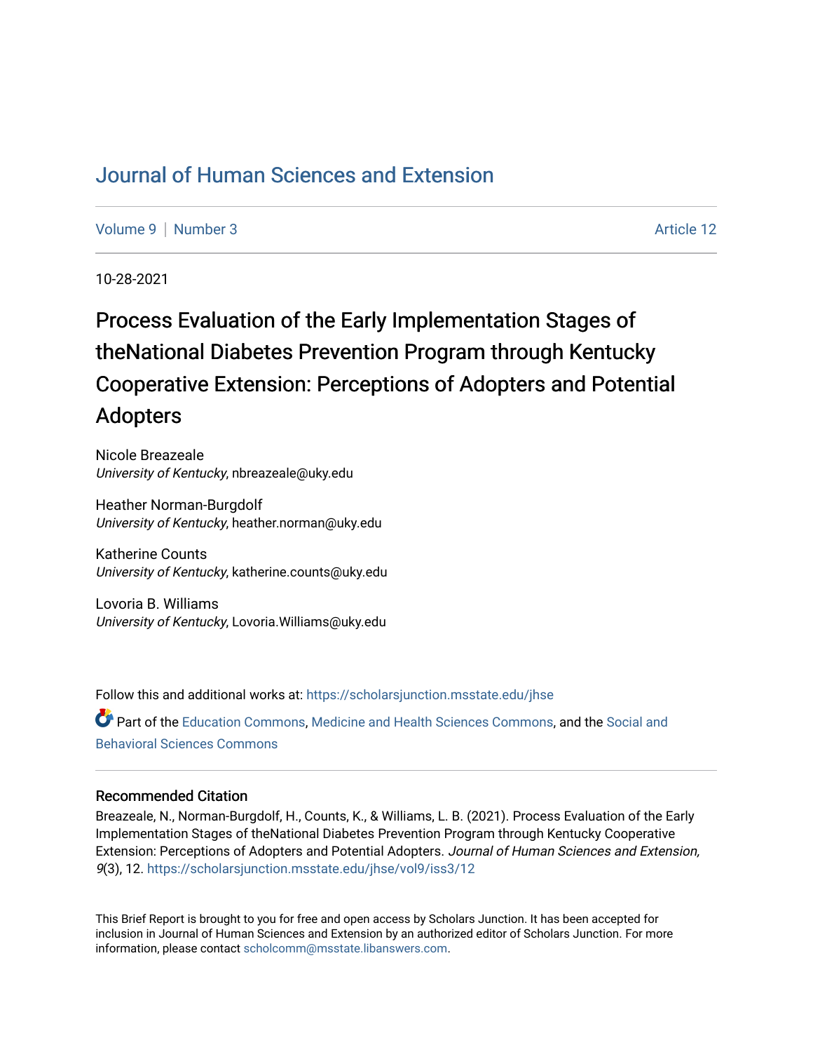# Journal of Human Sciences and Extension

Volume 9 | Number 3 Article 12

10-28-2021

## Process Evaluation of the Early Implementation Stages of theNational Diabetes Prevention Program through Kentucky Cooperative Extension: Perceptions of Adopters and Potential Adopters

Nicole Breazeale
*University of Kentucky*, nbreazeale@uky.edu

Heather Norman-Burgdolf
*University of Kentucky*, heather.norman@uky.edu

Katherine Counts
*University of Kentucky*, katherine.counts@uky.edu

Lovoria B. Williams
*University of Kentucky*, Lovoria.Williams@uky.edu

Follow this and additional works at: https://scholarsjunction.msstate.edu/jhse

Part of the Education Commons, Medicine and Health Sciences Commons, and the Social and Behavioral Sciences Commons

### Recommended Citation

Breazeale, N., Norman-Burgdolf, H., Counts, K., & Williams, L. B. (2021). Process Evaluation of the Early Implementation Stages of theNational Diabetes Prevention Program through Kentucky Cooperative Extension: Perceptions of Adopters and Potential Adopters. *Journal of Human Sciences and Extension, 9*(3), 12. https://scholarsjunction.msstate.edu/jhse/vol9/iss3/12

This Brief Report is brought to you for free and open access by Scholars Junction. It has been accepted for inclusion in Journal of Human Sciences and Extension by an authorized editor of Scholars Junction. For more information, please contact scholcomm@msstate.libanswers.com.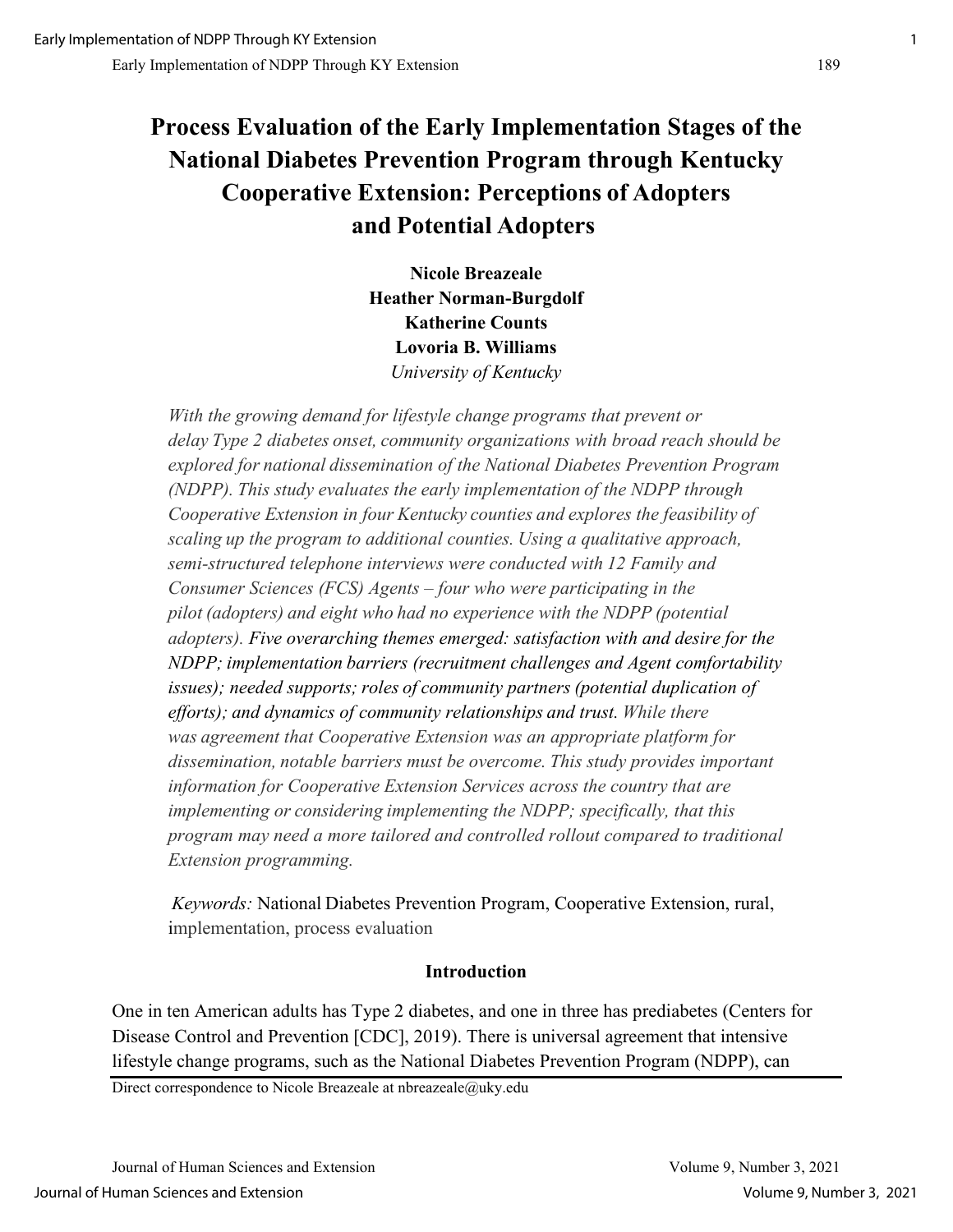# Process Evaluation of the Early Implementation Stages of the National Diabetes Prevention Program through Kentucky Cooperative Extension: Perceptions of Adopters and Potential Adopters

**Nicole Breazeale**
**Heather Norman-Burgdolf**
**Katherine Counts**
**Lovoria B. Williams**
*University of Kentucky*

*With the growing demand for lifestyle change programs that prevent or delay Type 2 diabetes onset, community organizations with broad reach should be explored for national dissemination of the National Diabetes Prevention Program (NDPP). This study evaluates the early implementation of the NDPP through Cooperative Extension in four Kentucky counties and explores the feasibility of scaling up the program to additional counties. Using a qualitative approach, semi-structured telephone interviews were conducted with 12 Family and Consumer Sciences (FCS) Agents – four who were participating in the pilot (adopters) and eight who had no experience with the NDPP (potential adopters). Five overarching themes emerged: satisfaction with and desire for the NDPP; implementation barriers (recruitment challenges and Agent comfortability issues); needed supports; roles of community partners (potential duplication of efforts); and dynamics of community relationships and trust. While there was agreement that Cooperative Extension was an appropriate platform for dissemination, notable barriers must be overcome. This study provides important information for Cooperative Extension Services across the country that are implementing or considering implementing the NDPP; specifically, that this program may need a more tailored and controlled rollout compared to traditional Extension programming.*

*Keywords:* National Diabetes Prevention Program, Cooperative Extension, rural, implementation, process evaluation

## Introduction

One in ten American adults has Type 2 diabetes, and one in three has prediabetes (Centers for Disease Control and Prevention [CDC], 2019). There is universal agreement that intensive lifestyle change programs, such as the National Diabetes Prevention Program (NDPP), can

Direct correspondence to Nicole Breazeale at nbreazeale@uky.edu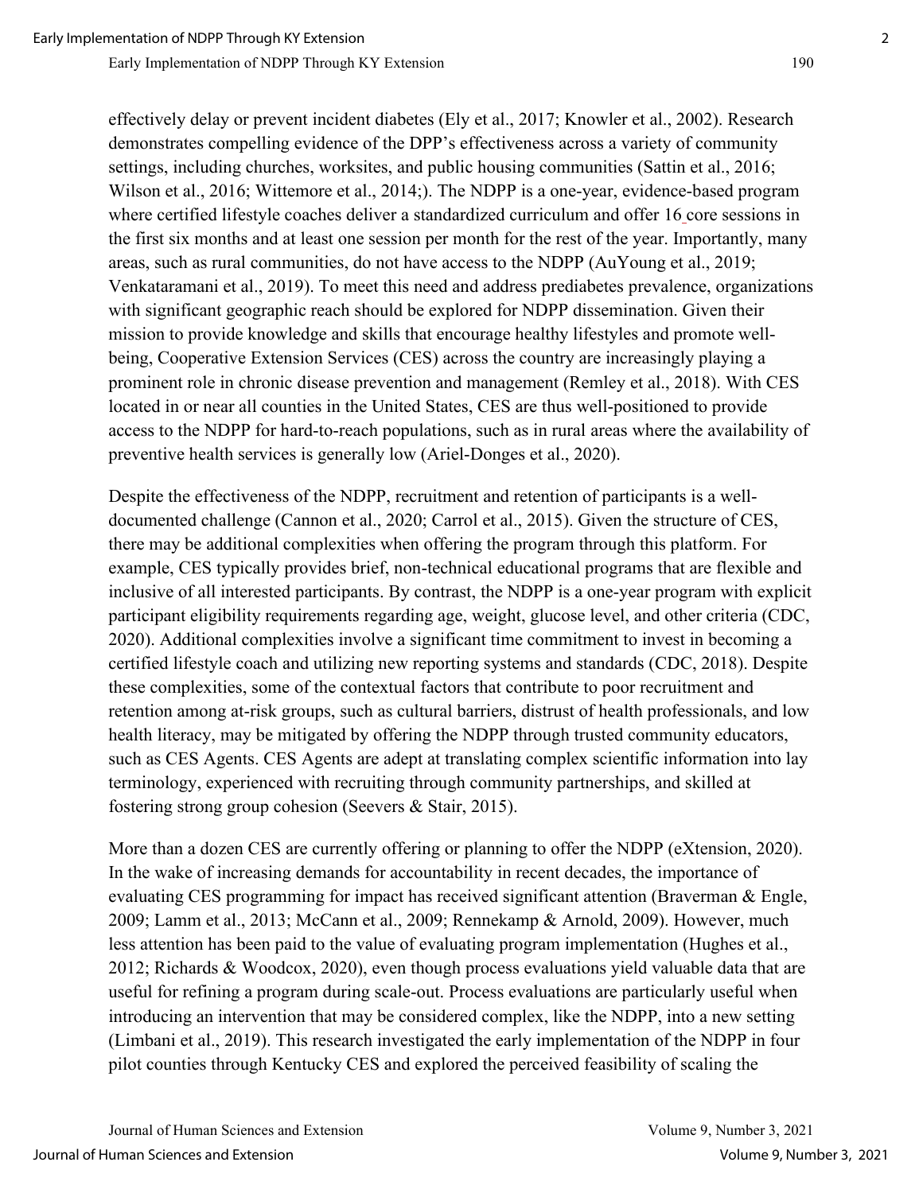effectively delay or prevent incident diabetes (Ely et al., 2017; Knowler et al., 2002). Research demonstrates compelling evidence of the DPP's effectiveness across a variety of community settings, including churches, worksites, and public housing communities (Sattin et al., 2016; Wilson et al., 2016; Wittemore et al., 2014;). The NDPP is a one-year, evidence-based program where certified lifestyle coaches deliver a standardized curriculum and offer 16 core sessions in the first six months and at least one session per month for the rest of the year. Importantly, many areas, such as rural communities, do not have access to the NDPP (AuYoung et al., 2019; Venkataramani et al., 2019). To meet this need and address prediabetes prevalence, organizations with significant geographic reach should be explored for NDPP dissemination. Given their mission to provide knowledge and skills that encourage healthy lifestyles and promote well-being, Cooperative Extension Services (CES) across the country are increasingly playing a prominent role in chronic disease prevention and management (Remley et al., 2018). With CES located in or near all counties in the United States, CES are thus well-positioned to provide access to the NDPP for hard-to-reach populations, such as in rural areas where the availability of preventive health services is generally low (Ariel-Donges et al., 2020).

Despite the effectiveness of the NDPP, recruitment and retention of participants is a well-documented challenge (Cannon et al., 2020; Carrol et al., 2015). Given the structure of CES, there may be additional complexities when offering the program through this platform. For example, CES typically provides brief, non-technical educational programs that are flexible and inclusive of all interested participants. By contrast, the NDPP is a one-year program with explicit participant eligibility requirements regarding age, weight, glucose level, and other criteria (CDC, 2020). Additional complexities involve a significant time commitment to invest in becoming a certified lifestyle coach and utilizing new reporting systems and standards (CDC, 2018). Despite these complexities, some of the contextual factors that contribute to poor recruitment and retention among at-risk groups, such as cultural barriers, distrust of health professionals, and low health literacy, may be mitigated by offering the NDPP through trusted community educators, such as CES Agents. CES Agents are adept at translating complex scientific information into lay terminology, experienced with recruiting through community partnerships, and skilled at fostering strong group cohesion (Seevers & Stair, 2015).

More than a dozen CES are currently offering or planning to offer the NDPP (eXtension, 2020). In the wake of increasing demands for accountability in recent decades, the importance of evaluating CES programming for impact has received significant attention (Braverman & Engle, 2009; Lamm et al., 2013; McCann et al., 2009; Rennekamp & Arnold, 2009). However, much less attention has been paid to the value of evaluating program implementation (Hughes et al., 2012; Richards & Woodcox, 2020), even though process evaluations yield valuable data that are useful for refining a program during scale-out. Process evaluations are particularly useful when introducing an intervention that may be considered complex, like the NDPP, into a new setting (Limbani et al., 2019). This research investigated the early implementation of the NDPP in four pilot counties through Kentucky CES and explored the perceived feasibility of scaling the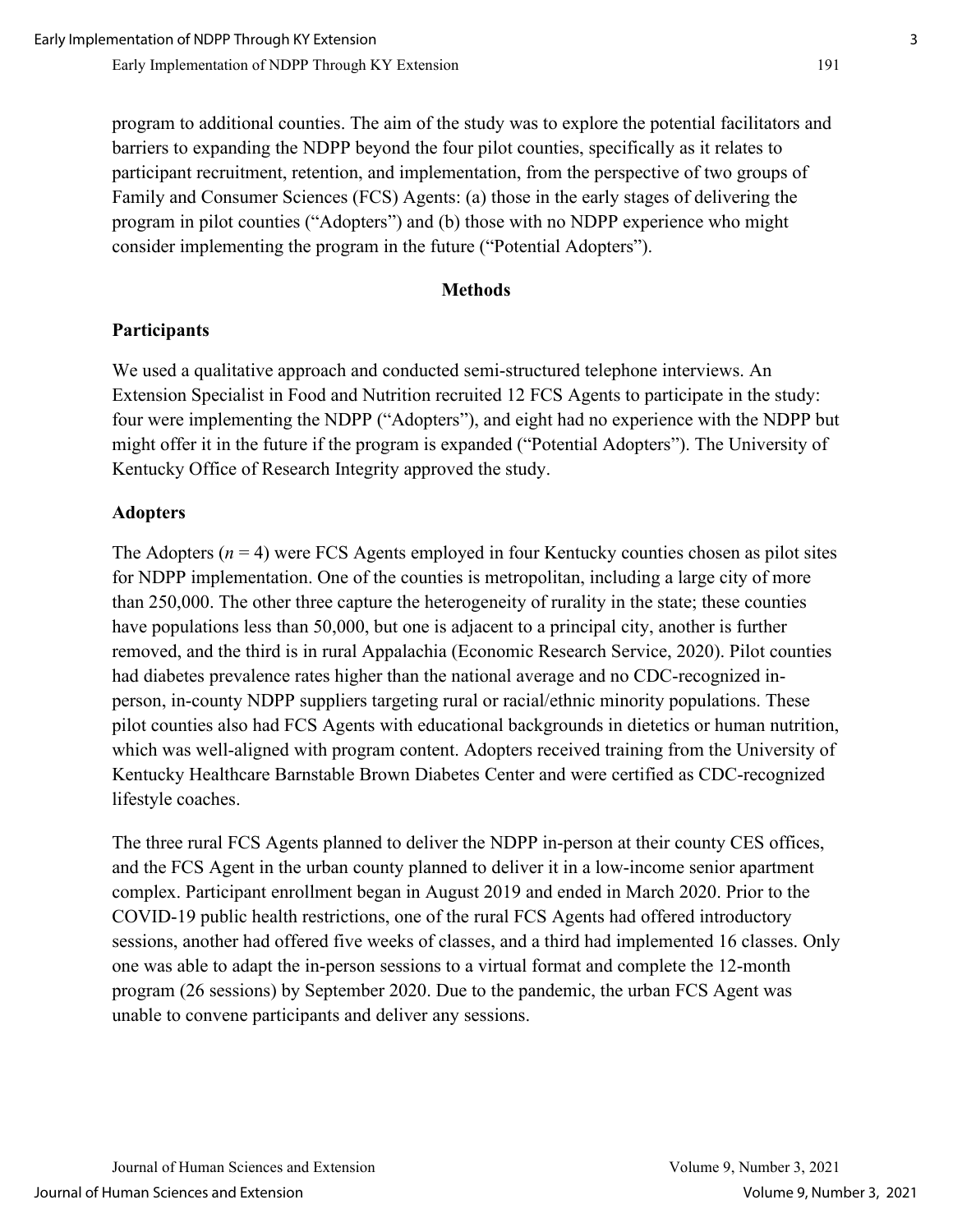program to additional counties. The aim of the study was to explore the potential facilitators and barriers to expanding the NDPP beyond the four pilot counties, specifically as it relates to participant recruitment, retention, and implementation, from the perspective of two groups of Family and Consumer Sciences (FCS) Agents: (a) those in the early stages of delivering the program in pilot counties ("Adopters") and (b) those with no NDPP experience who might consider implementing the program in the future ("Potential Adopters").

## Methods

### Participants

We used a qualitative approach and conducted semi-structured telephone interviews. An Extension Specialist in Food and Nutrition recruited 12 FCS Agents to participate in the study: four were implementing the NDPP ("Adopters"), and eight had no experience with the NDPP but might offer it in the future if the program is expanded ("Potential Adopters"). The University of Kentucky Office of Research Integrity approved the study.

### Adopters

The Adopters ($n = 4$) were FCS Agents employed in four Kentucky counties chosen as pilot sites for NDPP implementation. One of the counties is metropolitan, including a large city of more than 250,000. The other three capture the heterogeneity of rurality in the state; these counties have populations less than 50,000, but one is adjacent to a principal city, another is further removed, and the third is in rural Appalachia (Economic Research Service, 2020). Pilot counties had diabetes prevalence rates higher than the national average and no CDC-recognized in-person, in-county NDPP suppliers targeting rural or racial/ethnic minority populations. These pilot counties also had FCS Agents with educational backgrounds in dietetics or human nutrition, which was well-aligned with program content. Adopters received training from the University of Kentucky Healthcare Barnstable Brown Diabetes Center and were certified as CDC-recognized lifestyle coaches.

The three rural FCS Agents planned to deliver the NDPP in-person at their county CES offices, and the FCS Agent in the urban county planned to deliver it in a low-income senior apartment complex. Participant enrollment began in August 2019 and ended in March 2020. Prior to the COVID-19 public health restrictions, one of the rural FCS Agents had offered introductory sessions, another had offered five weeks of classes, and a third had implemented 16 classes. Only one was able to adapt the in-person sessions to a virtual format and complete the 12-month program (26 sessions) by September 2020. Due to the pandemic, the urban FCS Agent was unable to convene participants and deliver any sessions.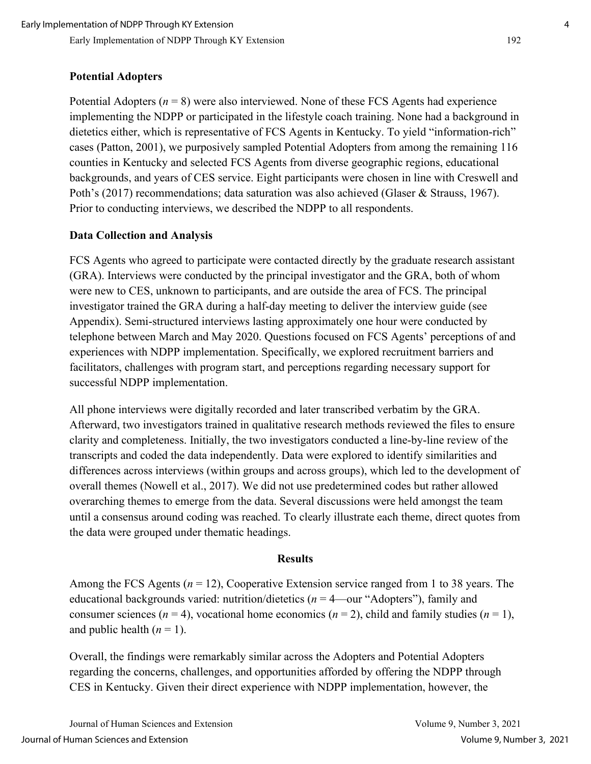### Potential Adopters

Potential Adopters (*n* = 8) were also interviewed. None of these FCS Agents had experience implementing the NDPP or participated in the lifestyle coach training. None had a background in dietetics either, which is representative of FCS Agents in Kentucky. To yield "information-rich" cases (Patton, 2001), we purposively sampled Potential Adopters from among the remaining 116 counties in Kentucky and selected FCS Agents from diverse geographic regions, educational backgrounds, and years of CES service. Eight participants were chosen in line with Creswell and Poth's (2017) recommendations; data saturation was also achieved (Glaser & Strauss, 1967). Prior to conducting interviews, we described the NDPP to all respondents.

### Data Collection and Analysis

FCS Agents who agreed to participate were contacted directly by the graduate research assistant (GRA). Interviews were conducted by the principal investigator and the GRA, both of whom were new to CES, unknown to participants, and are outside the area of FCS. The principal investigator trained the GRA during a half-day meeting to deliver the interview guide (see Appendix). Semi-structured interviews lasting approximately one hour were conducted by telephone between March and May 2020. Questions focused on FCS Agents' perceptions of and experiences with NDPP implementation. Specifically, we explored recruitment barriers and facilitators, challenges with program start, and perceptions regarding necessary support for successful NDPP implementation.

All phone interviews were digitally recorded and later transcribed verbatim by the GRA. Afterward, two investigators trained in qualitative research methods reviewed the files to ensure clarity and completeness. Initially, the two investigators conducted a line-by-line review of the transcripts and coded the data independently. Data were explored to identify similarities and differences across interviews (within groups and across groups), which led to the development of overall themes (Nowell et al., 2017). We did not use predetermined codes but rather allowed overarching themes to emerge from the data. Several discussions were held amongst the team until a consensus around coding was reached. To clearly illustrate each theme, direct quotes from the data were grouped under thematic headings.

## Results

Among the FCS Agents (*n* = 12), Cooperative Extension service ranged from 1 to 38 years. The educational backgrounds varied: nutrition/dietetics (*n* = 4—our "Adopters"), family and consumer sciences (*n* = 4), vocational home economics (*n* = 2), child and family studies (*n* = 1), and public health (*n* = 1).

Overall, the findings were remarkably similar across the Adopters and Potential Adopters regarding the concerns, challenges, and opportunities afforded by offering the NDPP through CES in Kentucky. Given their direct experience with NDPP implementation, however, the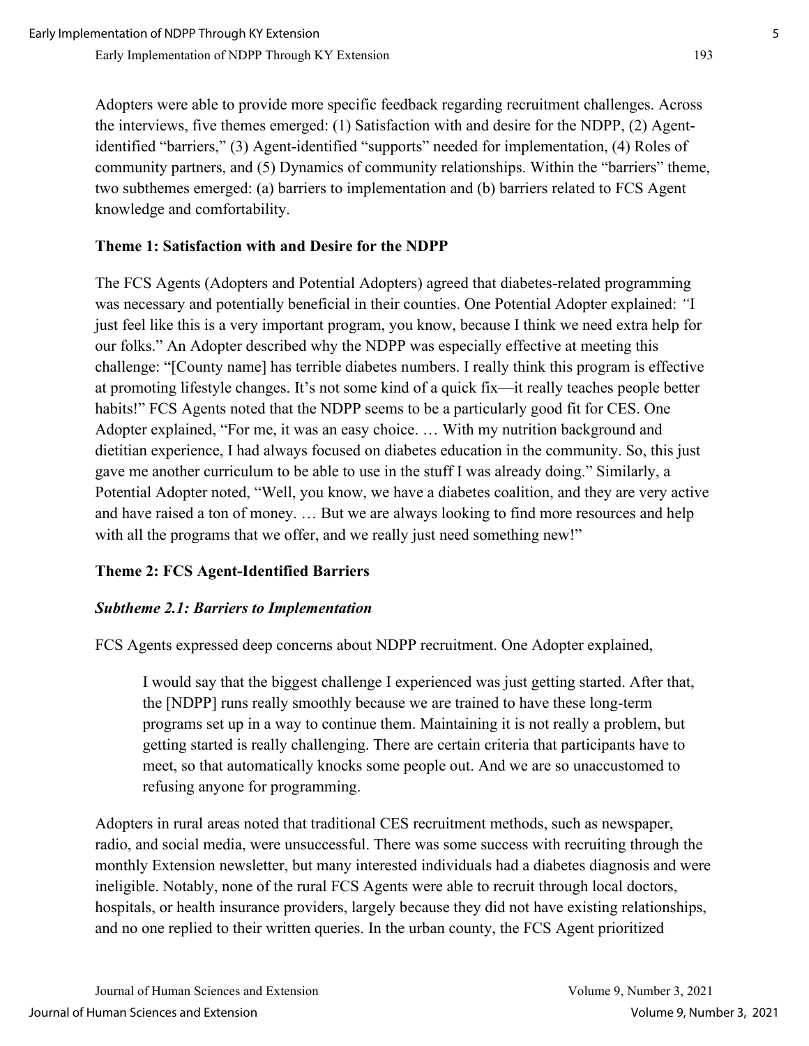Adopters were able to provide more specific feedback regarding recruitment challenges. Across the interviews, five themes emerged: (1) Satisfaction with and desire for the NDPP, (2) Agent-identified "barriers," (3) Agent-identified "supports" needed for implementation, (4) Roles of community partners, and (5) Dynamics of community relationships. Within the "barriers" theme, two subthemes emerged: (a) barriers to implementation and (b) barriers related to FCS Agent knowledge and comfortability.

### Theme 1: Satisfaction with and Desire for the NDPP

The FCS Agents (Adopters and Potential Adopters) agreed that diabetes-related programming was necessary and potentially beneficial in their counties. One Potential Adopter explained: *"*I just feel like this is a very important program, you know, because I think we need extra help for our folks." An Adopter described why the NDPP was especially effective at meeting this challenge: "[County name] has terrible diabetes numbers. I really think this program is effective at promoting lifestyle changes. It's not some kind of a quick fix—it really teaches people better habits!" FCS Agents noted that the NDPP seems to be a particularly good fit for CES. One Adopter explained, "For me, it was an easy choice. … With my nutrition background and dietitian experience, I had always focused on diabetes education in the community. So, this just gave me another curriculum to be able to use in the stuff I was already doing." Similarly, a Potential Adopter noted, "Well, you know, we have a diabetes coalition, and they are very active and have raised a ton of money. … But we are always looking to find more resources and help with all the programs that we offer, and we really just need something new!"

### Theme 2: FCS Agent-Identified Barriers

#### *Subtheme 2.1: Barriers to Implementation*

FCS Agents expressed deep concerns about NDPP recruitment. One Adopter explained,

> I would say that the biggest challenge I experienced was just getting started. After that, the [NDPP] runs really smoothly because we are trained to have these long-term programs set up in a way to continue them. Maintaining it is not really a problem, but getting started is really challenging. There are certain criteria that participants have to meet, so that automatically knocks some people out. And we are so unaccustomed to refusing anyone for programming.

Adopters in rural areas noted that traditional CES recruitment methods, such as newspaper, radio, and social media, were unsuccessful. There was some success with recruiting through the monthly Extension newsletter, but many interested individuals had a diabetes diagnosis and were ineligible. Notably, none of the rural FCS Agents were able to recruit through local doctors, hospitals, or health insurance providers, largely because they did not have existing relationships, and no one replied to their written queries. In the urban county, the FCS Agent prioritized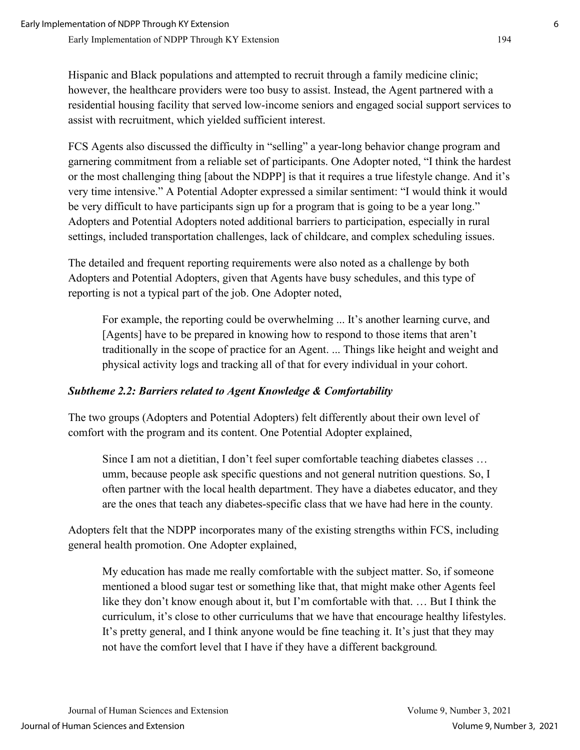Hispanic and Black populations and attempted to recruit through a family medicine clinic; however, the healthcare providers were too busy to assist. Instead, the Agent partnered with a residential housing facility that served low-income seniors and engaged social support services to assist with recruitment, which yielded sufficient interest.

FCS Agents also discussed the difficulty in "selling" a year-long behavior change program and garnering commitment from a reliable set of participants. One Adopter noted, "I think the hardest or the most challenging thing [about the NDPP] is that it requires a true lifestyle change. And it's very time intensive." A Potential Adopter expressed a similar sentiment: "I would think it would be very difficult to have participants sign up for a program that is going to be a year long." Adopters and Potential Adopters noted additional barriers to participation, especially in rural settings, included transportation challenges, lack of childcare, and complex scheduling issues.

The detailed and frequent reporting requirements were also noted as a challenge by both Adopters and Potential Adopters, given that Agents have busy schedules, and this type of reporting is not a typical part of the job. One Adopter noted,

> For example, the reporting could be overwhelming ... It's another learning curve, and [Agents] have to be prepared in knowing how to respond to those items that aren't traditionally in the scope of practice for an Agent. ... Things like height and weight and physical activity logs and tracking all of that for every individual in your cohort.

### *Subtheme 2.2: Barriers related to Agent Knowledge & Comfortability*

The two groups (Adopters and Potential Adopters) felt differently about their own level of comfort with the program and its content. One Potential Adopter explained,

> Since I am not a dietitian, I don't feel super comfortable teaching diabetes classes … umm, because people ask specific questions and not general nutrition questions. So, I often partner with the local health department. They have a diabetes educator, and they are the ones that teach any diabetes-specific class that we have had here in the county.

Adopters felt that the NDPP incorporates many of the existing strengths within FCS, including general health promotion. One Adopter explained,

> My education has made me really comfortable with the subject matter. So, if someone mentioned a blood sugar test or something like that, that might make other Agents feel like they don't know enough about it, but I'm comfortable with that. … But I think the curriculum, it's close to other curriculums that we have that encourage healthy lifestyles. It's pretty general, and I think anyone would be fine teaching it. It's just that they may not have the comfort level that I have if they have a different background.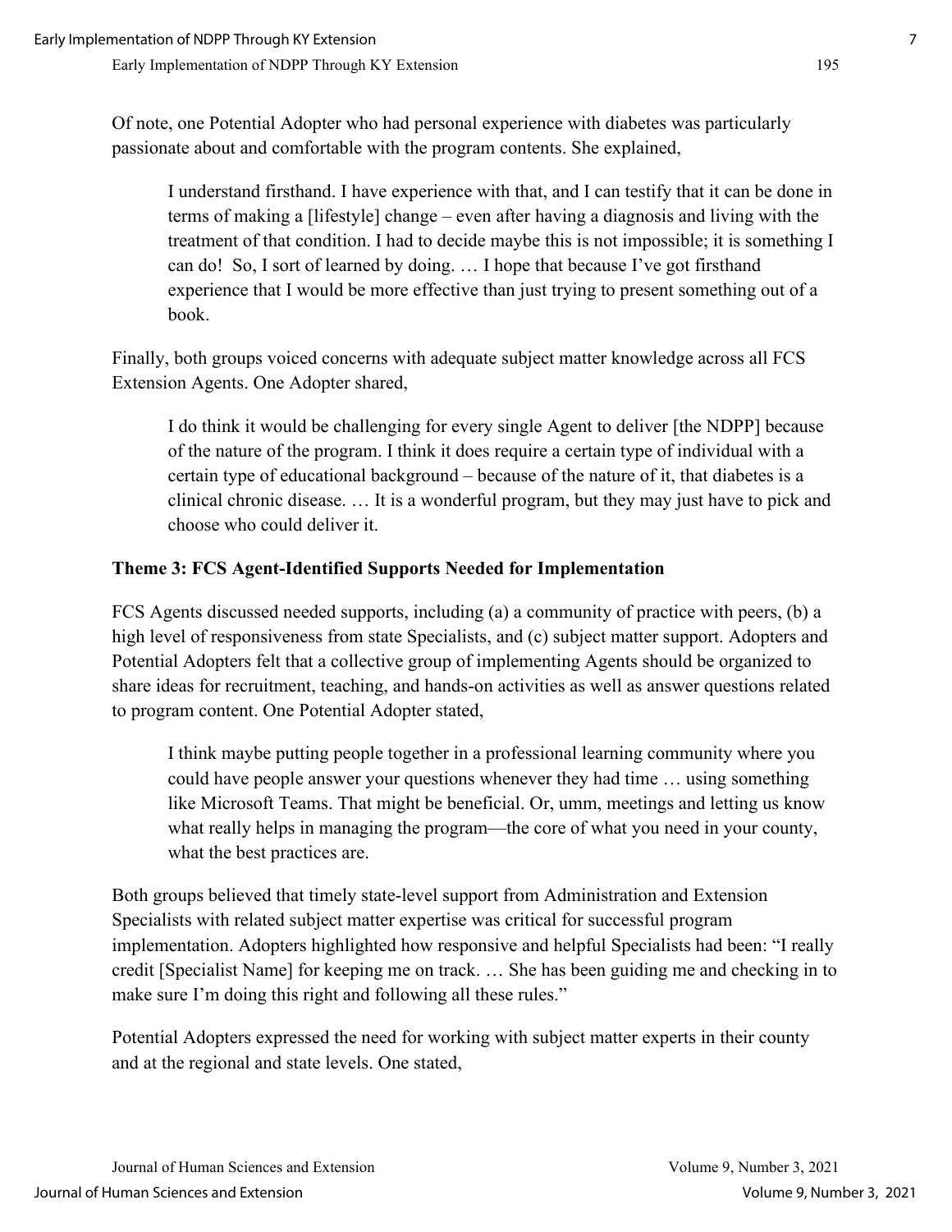Of note, one Potential Adopter who had personal experience with diabetes was particularly passionate about and comfortable with the program contents. She explained,

> I understand firsthand. I have experience with that, and I can testify that it can be done in terms of making a [lifestyle] change – even after having a diagnosis and living with the treatment of that condition. I had to decide maybe this is not impossible; it is something I can do! So, I sort of learned by doing. … I hope that because I've got firsthand experience that I would be more effective than just trying to present something out of a book.

Finally, both groups voiced concerns with adequate subject matter knowledge across all FCS Extension Agents. One Adopter shared,

> I do think it would be challenging for every single Agent to deliver [the NDPP] because of the nature of the program. I think it does require a certain type of individual with a certain type of educational background – because of the nature of it, that diabetes is a clinical chronic disease. … It is a wonderful program, but they may just have to pick and choose who could deliver it.

### Theme 3: FCS Agent-Identified Supports Needed for Implementation

FCS Agents discussed needed supports, including (a) a community of practice with peers, (b) a high level of responsiveness from state Specialists, and (c) subject matter support. Adopters and Potential Adopters felt that a collective group of implementing Agents should be organized to share ideas for recruitment, teaching, and hands-on activities as well as answer questions related to program content. One Potential Adopter stated,

> I think maybe putting people together in a professional learning community where you could have people answer your questions whenever they had time … using something like Microsoft Teams. That might be beneficial. Or, umm, meetings and letting us know what really helps in managing the program—the core of what you need in your county, what the best practices are.

Both groups believed that timely state-level support from Administration and Extension Specialists with related subject matter expertise was critical for successful program implementation. Adopters highlighted how responsive and helpful Specialists had been: "I really credit [Specialist Name] for keeping me on track. … She has been guiding me and checking in to make sure I'm doing this right and following all these rules."

Potential Adopters expressed the need for working with subject matter experts in their county and at the regional and state levels. One stated,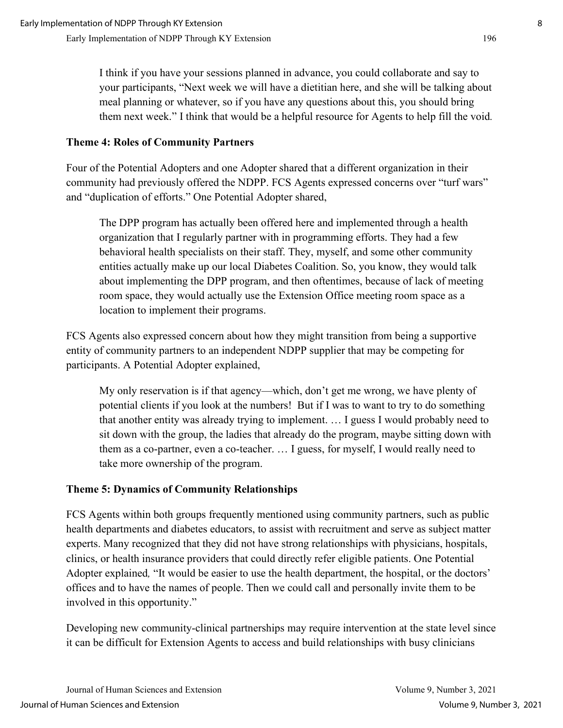> I think if you have your sessions planned in advance, you could collaborate and say to your participants, "Next week we will have a dietitian here, and she will be talking about meal planning or whatever, so if you have any questions about this, you should bring them next week." I think that would be a helpful resource for Agents to help fill the void.

### Theme 4: Roles of Community Partners

Four of the Potential Adopters and one Adopter shared that a different organization in their community had previously offered the NDPP. FCS Agents expressed concerns over "turf wars" and "duplication of efforts." One Potential Adopter shared,

> The DPP program has actually been offered here and implemented through a health organization that I regularly partner with in programming efforts. They had a few behavioral health specialists on their staff. They, myself, and some other community entities actually make up our local Diabetes Coalition. So, you know, they would talk about implementing the DPP program, and then oftentimes, because of lack of meeting room space, they would actually use the Extension Office meeting room space as a location to implement their programs.

FCS Agents also expressed concern about how they might transition from being a supportive entity of community partners to an independent NDPP supplier that may be competing for participants. A Potential Adopter explained,

> My only reservation is if that agency—which, don't get me wrong, we have plenty of potential clients if you look at the numbers! But if I was to want to try to do something that another entity was already trying to implement. … I guess I would probably need to sit down with the group, the ladies that already do the program, maybe sitting down with them as a co-partner, even a co-teacher. … I guess, for myself, I would really need to take more ownership of the program.

### Theme 5: Dynamics of Community Relationships

FCS Agents within both groups frequently mentioned using community partners, such as public health departments and diabetes educators, to assist with recruitment and serve as subject matter experts. Many recognized that they did not have strong relationships with physicians, hospitals, clinics, or health insurance providers that could directly refer eligible patients. One Potential Adopter explained, "It would be easier to use the health department, the hospital, or the doctors' offices and to have the names of people. Then we could call and personally invite them to be involved in this opportunity."

Developing new community-clinical partnerships may require intervention at the state level since it can be difficult for Extension Agents to access and build relationships with busy clinicians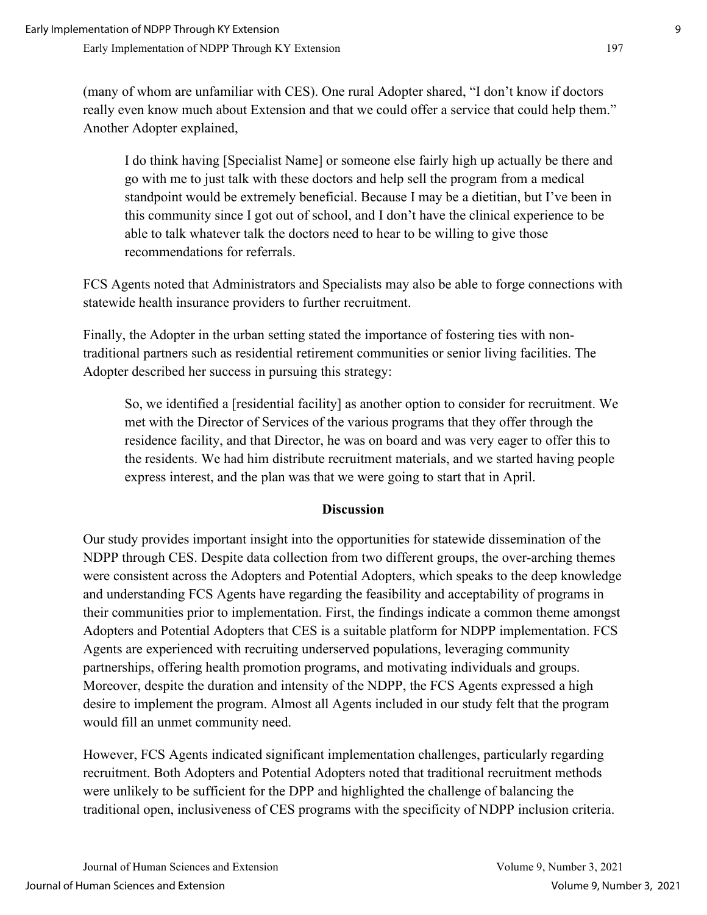(many of whom are unfamiliar with CES). One rural Adopter shared, "I don't know if doctors really even know much about Extension and that we could offer a service that could help them." Another Adopter explained,

> I do think having [Specialist Name] or someone else fairly high up actually be there and go with me to just talk with these doctors and help sell the program from a medical standpoint would be extremely beneficial. Because I may be a dietitian, but I've been in this community since I got out of school, and I don't have the clinical experience to be able to talk whatever talk the doctors need to hear to be willing to give those recommendations for referrals.

FCS Agents noted that Administrators and Specialists may also be able to forge connections with statewide health insurance providers to further recruitment.

Finally, the Adopter in the urban setting stated the importance of fostering ties with non-traditional partners such as residential retirement communities or senior living facilities. The Adopter described her success in pursuing this strategy:

> So, we identified a [residential facility] as another option to consider for recruitment. We met with the Director of Services of the various programs that they offer through the residence facility, and that Director, he was on board and was very eager to offer this to the residents. We had him distribute recruitment materials, and we started having people express interest, and the plan was that we were going to start that in April.

## Discussion

Our study provides important insight into the opportunities for statewide dissemination of the NDPP through CES. Despite data collection from two different groups, the over-arching themes were consistent across the Adopters and Potential Adopters, which speaks to the deep knowledge and understanding FCS Agents have regarding the feasibility and acceptability of programs in their communities prior to implementation. First, the findings indicate a common theme amongst Adopters and Potential Adopters that CES is a suitable platform for NDPP implementation. FCS Agents are experienced with recruiting underserved populations, leveraging community partnerships, offering health promotion programs, and motivating individuals and groups. Moreover, despite the duration and intensity of the NDPP, the FCS Agents expressed a high desire to implement the program. Almost all Agents included in our study felt that the program would fill an unmet community need.

However, FCS Agents indicated significant implementation challenges, particularly regarding recruitment. Both Adopters and Potential Adopters noted that traditional recruitment methods were unlikely to be sufficient for the DPP and highlighted the challenge of balancing the traditional open, inclusiveness of CES programs with the specificity of NDPP inclusion criteria.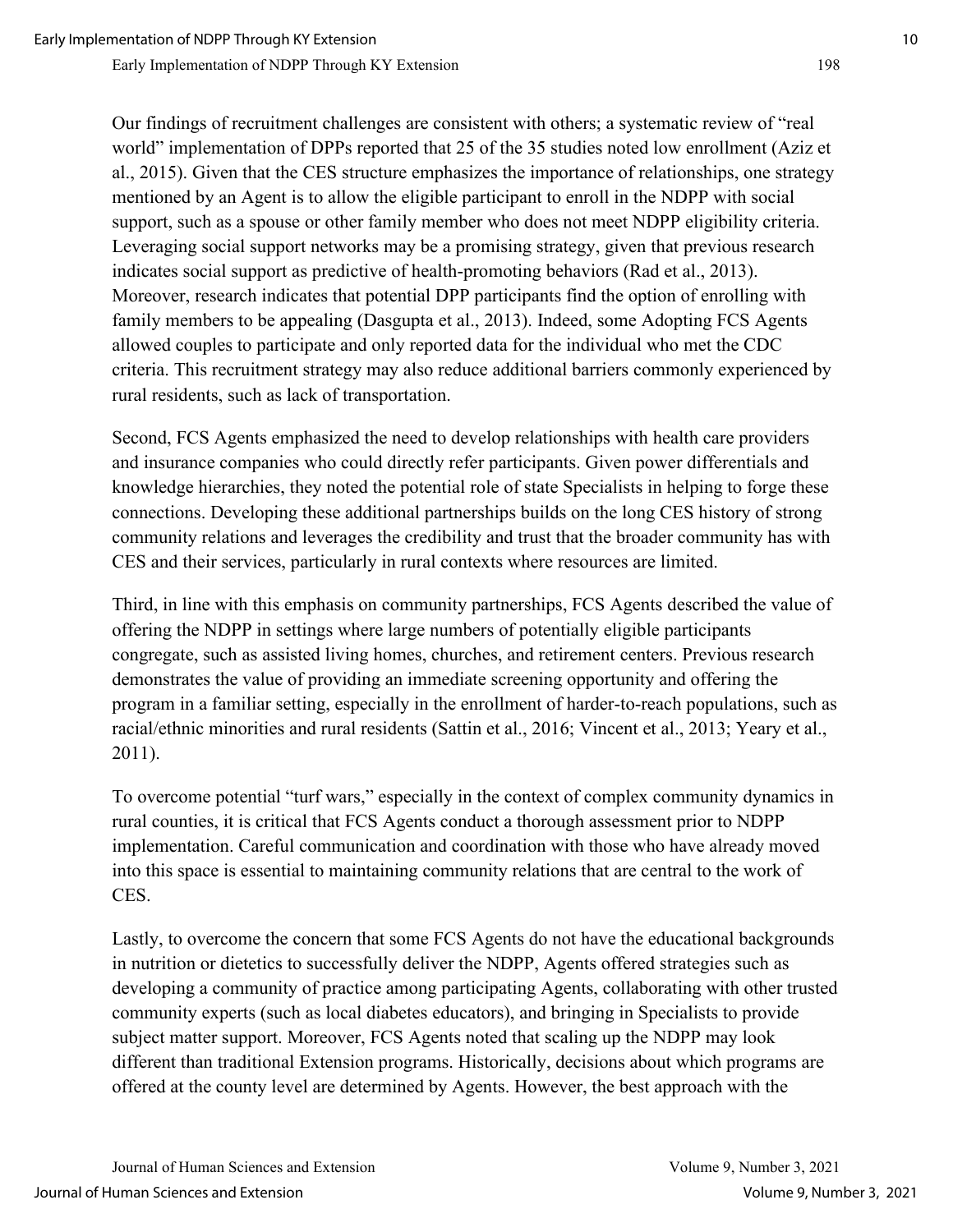Our findings of recruitment challenges are consistent with others; a systematic review of "real world" implementation of DPPs reported that 25 of the 35 studies noted low enrollment (Aziz et al., 2015). Given that the CES structure emphasizes the importance of relationships, one strategy mentioned by an Agent is to allow the eligible participant to enroll in the NDPP with social support, such as a spouse or other family member who does not meet NDPP eligibility criteria. Leveraging social support networks may be a promising strategy, given that previous research indicates social support as predictive of health-promoting behaviors (Rad et al., 2013). Moreover, research indicates that potential DPP participants find the option of enrolling with family members to be appealing (Dasgupta et al., 2013). Indeed, some Adopting FCS Agents allowed couples to participate and only reported data for the individual who met the CDC criteria. This recruitment strategy may also reduce additional barriers commonly experienced by rural residents, such as lack of transportation.

Second, FCS Agents emphasized the need to develop relationships with health care providers and insurance companies who could directly refer participants. Given power differentials and knowledge hierarchies, they noted the potential role of state Specialists in helping to forge these connections. Developing these additional partnerships builds on the long CES history of strong community relations and leverages the credibility and trust that the broader community has with CES and their services, particularly in rural contexts where resources are limited.

Third, in line with this emphasis on community partnerships, FCS Agents described the value of offering the NDPP in settings where large numbers of potentially eligible participants congregate, such as assisted living homes, churches, and retirement centers. Previous research demonstrates the value of providing an immediate screening opportunity and offering the program in a familiar setting, especially in the enrollment of harder-to-reach populations, such as racial/ethnic minorities and rural residents (Sattin et al., 2016; Vincent et al., 2013; Yeary et al., 2011).

To overcome potential "turf wars," especially in the context of complex community dynamics in rural counties, it is critical that FCS Agents conduct a thorough assessment prior to NDPP implementation. Careful communication and coordination with those who have already moved into this space is essential to maintaining community relations that are central to the work of CES.

Lastly, to overcome the concern that some FCS Agents do not have the educational backgrounds in nutrition or dietetics to successfully deliver the NDPP, Agents offered strategies such as developing a community of practice among participating Agents, collaborating with other trusted community experts (such as local diabetes educators), and bringing in Specialists to provide subject matter support. Moreover, FCS Agents noted that scaling up the NDPP may look different than traditional Extension programs. Historically, decisions about which programs are offered at the county level are determined by Agents. However, the best approach with the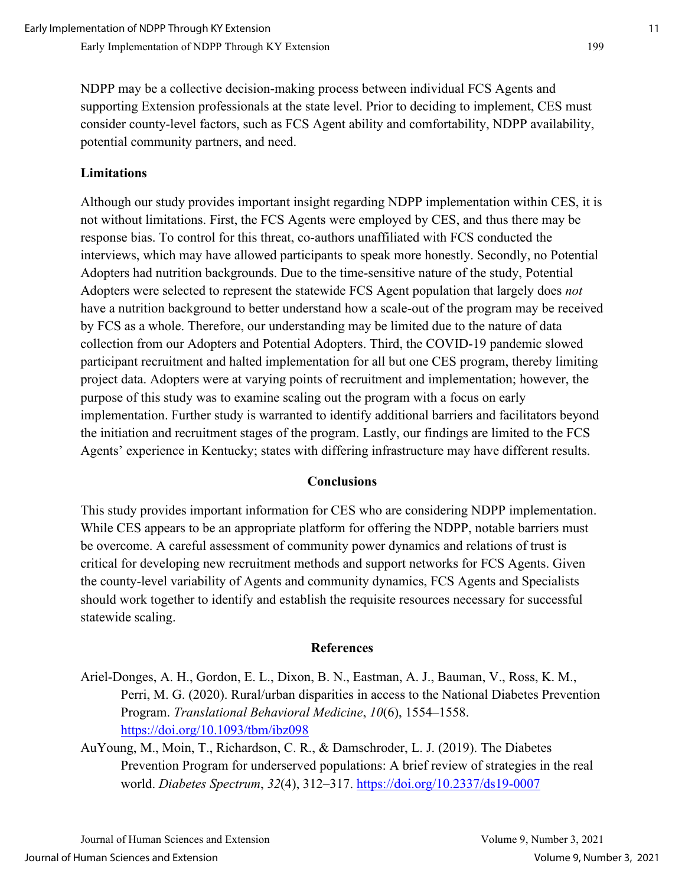NDPP may be a collective decision-making process between individual FCS Agents and supporting Extension professionals at the state level. Prior to deciding to implement, CES must consider county-level factors, such as FCS Agent ability and comfortability, NDPP availability, potential community partners, and need.

### Limitations

Although our study provides important insight regarding NDPP implementation within CES, it is not without limitations. First, the FCS Agents were employed by CES, and thus there may be response bias. To control for this threat, co-authors unaffiliated with FCS conducted the interviews, which may have allowed participants to speak more honestly. Secondly, no Potential Adopters had nutrition backgrounds. Due to the time-sensitive nature of the study, Potential Adopters were selected to represent the statewide FCS Agent population that largely does *not* have a nutrition background to better understand how a scale-out of the program may be received by FCS as a whole. Therefore, our understanding may be limited due to the nature of data collection from our Adopters and Potential Adopters. Third, the COVID-19 pandemic slowed participant recruitment and halted implementation for all but one CES program, thereby limiting project data. Adopters were at varying points of recruitment and implementation; however, the purpose of this study was to examine scaling out the program with a focus on early implementation. Further study is warranted to identify additional barriers and facilitators beyond the initiation and recruitment stages of the program. Lastly, our findings are limited to the FCS Agents' experience in Kentucky; states with differing infrastructure may have different results.

## Conclusions

This study provides important information for CES who are considering NDPP implementation. While CES appears to be an appropriate platform for offering the NDPP, notable barriers must be overcome. A careful assessment of community power dynamics and relations of trust is critical for developing new recruitment methods and support networks for FCS Agents. Given the county-level variability of Agents and community dynamics, FCS Agents and Specialists should work together to identify and establish the requisite resources necessary for successful statewide scaling.

## References

Ariel-Donges, A. H., Gordon, E. L., Dixon, B. N., Eastman, A. J., Bauman, V., Ross, K. M., Perri, M. G. (2020). Rural/urban disparities in access to the National Diabetes Prevention Program. *Translational Behavioral Medicine*, *10*(6), 1554–1558. https://doi.org/10.1093/tbm/ibz098

AuYoung, M., Moin, T., Richardson, C. R., & Damschroder, L. J. (2019). The Diabetes Prevention Program for underserved populations: A brief review of strategies in the real world. *Diabetes Spectrum*, *32*(4), 312–317. https://doi.org/10.2337/ds19-0007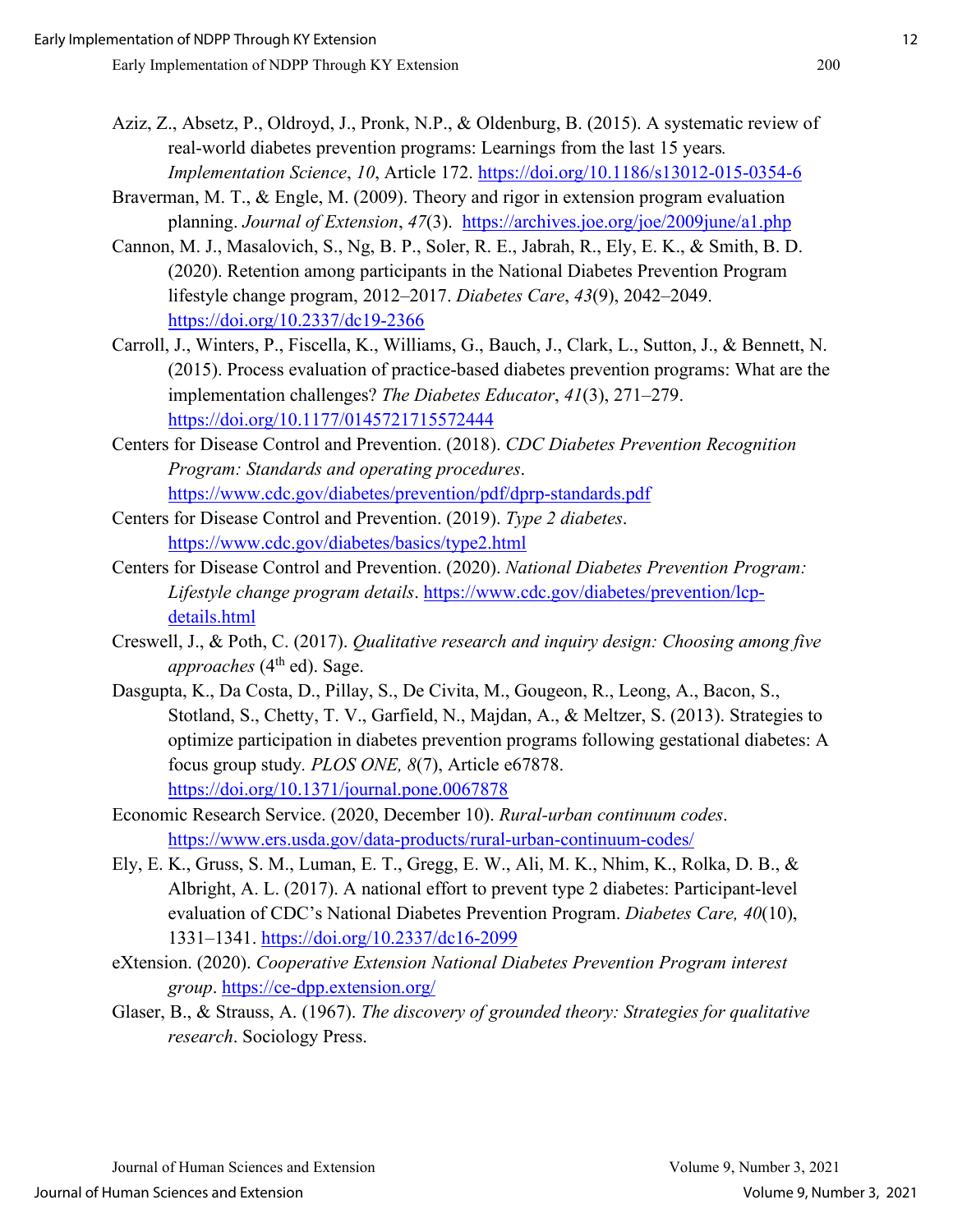Aziz, Z., Absetz, P., Oldroyd, J., Pronk, N.P., & Oldenburg, B. (2015). A systematic review of real-world diabetes prevention programs: Learnings from the last 15 years. *Implementation Science*, *10*, Article 172. https://doi.org/10.1186/s13012-015-0354-6

Braverman, M. T., & Engle, M. (2009). Theory and rigor in extension program evaluation planning. *Journal of Extension*, *47*(3). https://archives.joe.org/joe/2009june/a1.php

Cannon, M. J., Masalovich, S., Ng, B. P., Soler, R. E., Jabrah, R., Ely, E. K., & Smith, B. D. (2020). Retention among participants in the National Diabetes Prevention Program lifestyle change program, 2012–2017. *Diabetes Care*, *43*(9), 2042–2049. https://doi.org/10.2337/dc19-2366

Carroll, J., Winters, P., Fiscella, K., Williams, G., Bauch, J., Clark, L., Sutton, J., & Bennett, N. (2015). Process evaluation of practice-based diabetes prevention programs: What are the implementation challenges? *The Diabetes Educator*, *41*(3), 271–279. https://doi.org/10.1177/0145721715572444

Centers for Disease Control and Prevention. (2018). *CDC Diabetes Prevention Recognition Program: Standards and operating procedures*. https://www.cdc.gov/diabetes/prevention/pdf/dprp-standards.pdf

Centers for Disease Control and Prevention. (2019). *Type 2 diabetes*. https://www.cdc.gov/diabetes/basics/type2.html

Centers for Disease Control and Prevention. (2020). *National Diabetes Prevention Program: Lifestyle change program details*. https://www.cdc.gov/diabetes/prevention/lcp-details.html

Creswell, J., & Poth, C. (2017). *Qualitative research and inquiry design: Choosing among five approaches* (4th ed). Sage.

Dasgupta, K., Da Costa, D., Pillay, S., De Civita, M., Gougeon, R., Leong, A., Bacon, S., Stotland, S., Chetty, T. V., Garfield, N., Majdan, A., & Meltzer, S. (2013). Strategies to optimize participation in diabetes prevention programs following gestational diabetes: A focus group study. *PLOS ONE, 8*(7), Article e67878. https://doi.org/10.1371/journal.pone.0067878

Economic Research Service. (2020, December 10). *Rural-urban continuum codes*. https://www.ers.usda.gov/data-products/rural-urban-continuum-codes/

Ely, E. K., Gruss, S. M., Luman, E. T., Gregg, E. W., Ali, M. K., Nhim, K., Rolka, D. B., & Albright, A. L. (2017). A national effort to prevent type 2 diabetes: Participant-level evaluation of CDC's National Diabetes Prevention Program. *Diabetes Care, 40*(10), 1331–1341. https://doi.org/10.2337/dc16-2099

eXtension. (2020). *Cooperative Extension National Diabetes Prevention Program interest group*. https://ce-dpp.extension.org/

Glaser, B., & Strauss, A. (1967). *The discovery of grounded theory: Strategies for qualitative research*. Sociology Press.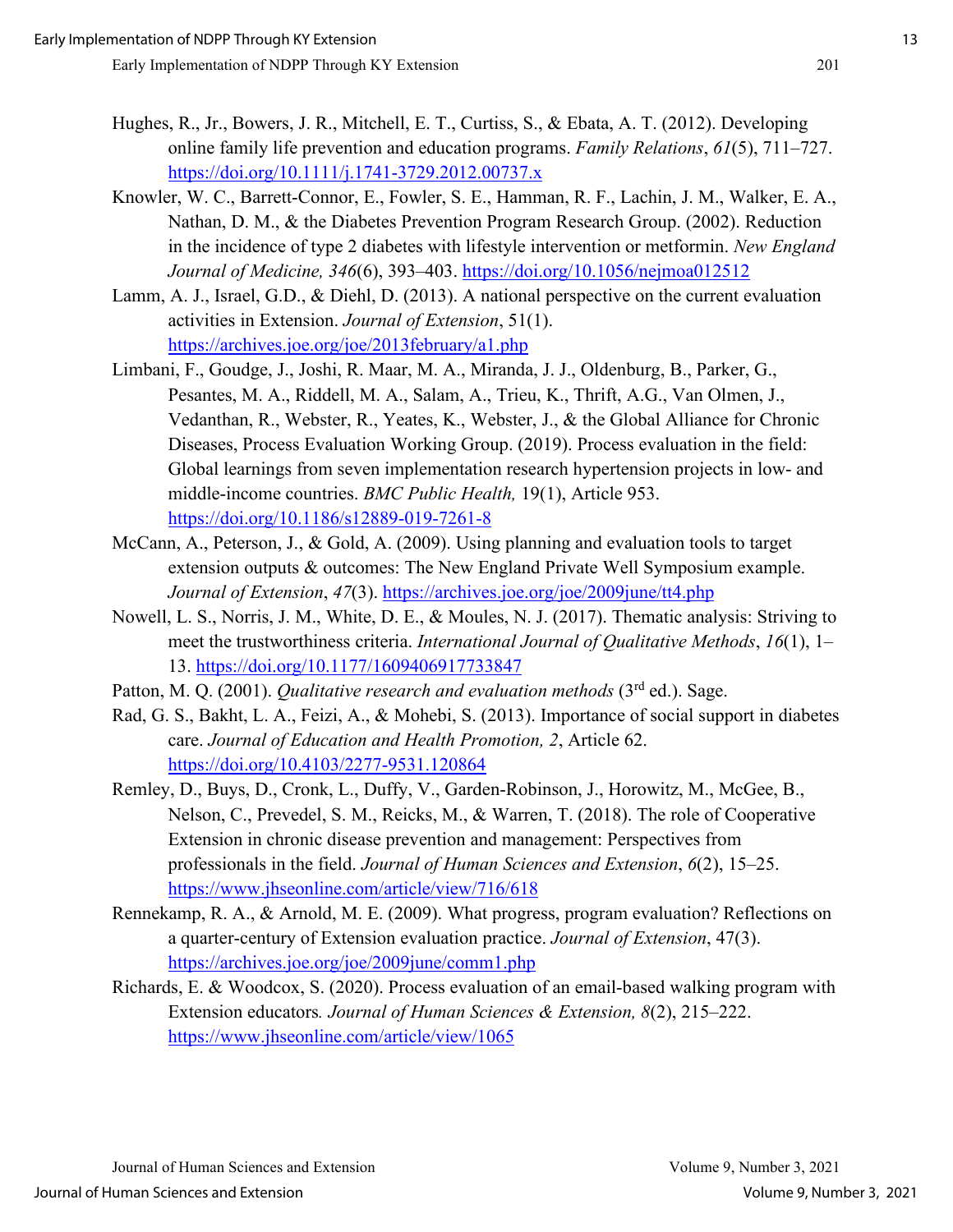Hughes, R., Jr., Bowers, J. R., Mitchell, E. T., Curtiss, S., & Ebata, A. T. (2012). Developing online family life prevention and education programs. *Family Relations*, *61*(5), 711–727. https://doi.org/10.1111/j.1741-3729.2012.00737.x

Knowler, W. C., Barrett-Connor, E., Fowler, S. E., Hamman, R. F., Lachin, J. M., Walker, E. A., Nathan, D. M., & the Diabetes Prevention Program Research Group. (2002). Reduction in the incidence of type 2 diabetes with lifestyle intervention or metformin. *New England Journal of Medicine, 346*(6), 393–403. https://doi.org/10.1056/nejmoa012512

Lamm, A. J., Israel, G.D., & Diehl, D. (2013). A national perspective on the current evaluation activities in Extension. *Journal of Extension*, 51(1). https://archives.joe.org/joe/2013february/a1.php

Limbani, F., Goudge, J., Joshi, R. Maar, M. A., Miranda, J. J., Oldenburg, B., Parker, G., Pesantes, M. A., Riddell, M. A., Salam, A., Trieu, K., Thrift, A.G., Van Olmen, J., Vedanthan, R., Webster, R., Yeates, K., Webster, J., & the Global Alliance for Chronic Diseases, Process Evaluation Working Group. (2019). Process evaluation in the field: Global learnings from seven implementation research hypertension projects in low- and middle-income countries. *BMC Public Health,* 19(1), Article 953. https://doi.org/10.1186/s12889-019-7261-8

McCann, A., Peterson, J., & Gold, A. (2009). Using planning and evaluation tools to target extension outputs & outcomes: The New England Private Well Symposium example. *Journal of Extension*, *47*(3). https://archives.joe.org/joe/2009june/tt4.php

Nowell, L. S., Norris, J. M., White, D. E., & Moules, N. J. (2017). Thematic analysis: Striving to meet the trustworthiness criteria. *International Journal of Qualitative Methods*, *16*(1), 1–13. https://doi.org/10.1177/1609406917733847

Patton, M. Q. (2001). *Qualitative research and evaluation methods* (3rd ed.). Sage.

Rad, G. S., Bakht, L. A., Feizi, A., & Mohebi, S. (2013). Importance of social support in diabetes care. *Journal of Education and Health Promotion, 2*, Article 62. https://doi.org/10.4103/2277-9531.120864

Remley, D., Buys, D., Cronk, L., Duffy, V., Garden-Robinson, J., Horowitz, M., McGee, B., Nelson, C., Prevedel, S. M., Reicks, M., & Warren, T. (2018). The role of Cooperative Extension in chronic disease prevention and management: Perspectives from professionals in the field. *Journal of Human Sciences and Extension*, *6*(2), 15–25. https://www.jhseonline.com/article/view/716/618

Rennekamp, R. A., & Arnold, M. E. (2009). What progress, program evaluation? Reflections on a quarter-century of Extension evaluation practice. *Journal of Extension*, 47(3). https://archives.joe.org/joe/2009june/comm1.php

Richards, E. & Woodcox, S. (2020). Process evaluation of an email-based walking program with Extension educators*. Journal of Human Sciences & Extension, 8*(2), 215–222. https://www.jhseonline.com/article/view/1065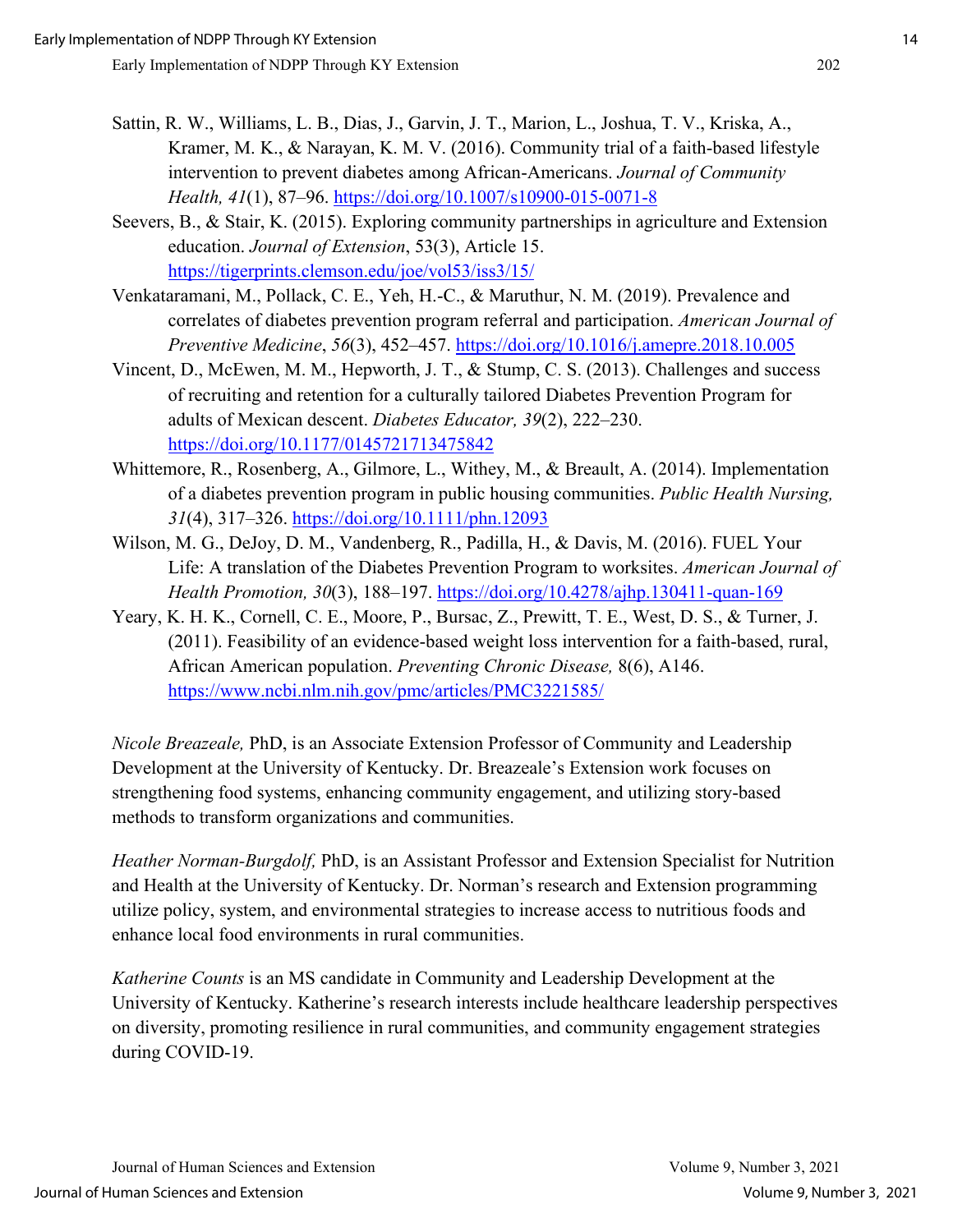Sattin, R. W., Williams, L. B., Dias, J., Garvin, J. T., Marion, L., Joshua, T. V., Kriska, A., Kramer, M. K., & Narayan, K. M. V. (2016). Community trial of a faith-based lifestyle intervention to prevent diabetes among African-Americans. *Journal of Community Health, 41*(1), 87–96. https://doi.org/10.1007/s10900-015-0071-8

Seevers, B., & Stair, K. (2015). Exploring community partnerships in agriculture and Extension education. *Journal of Extension*, 53(3), Article 15. https://tigerprints.clemson.edu/joe/vol53/iss3/15/

Venkataramani, M., Pollack, C. E., Yeh, H.-C., & Maruthur, N. M. (2019). Prevalence and correlates of diabetes prevention program referral and participation. *American Journal of Preventive Medicine*, *56*(3), 452–457. https://doi.org/10.1016/j.amepre.2018.10.005

Vincent, D., McEwen, M. M., Hepworth, J. T., & Stump, C. S. (2013). Challenges and success of recruiting and retention for a culturally tailored Diabetes Prevention Program for adults of Mexican descent. *Diabetes Educator, 39*(2), 222–230. https://doi.org/10.1177/0145721713475842

Whittemore, R., Rosenberg, A., Gilmore, L., Withey, M., & Breault, A. (2014). Implementation of a diabetes prevention program in public housing communities. *Public Health Nursing, 31*(4), 317–326. https://doi.org/10.1111/phn.12093

Wilson, M. G., DeJoy, D. M., Vandenberg, R., Padilla, H., & Davis, M. (2016). FUEL Your Life: A translation of the Diabetes Prevention Program to worksites. *American Journal of Health Promotion, 30*(3), 188–197. https://doi.org/10.4278/ajhp.130411-quan-169

Yeary, K. H. K., Cornell, C. E., Moore, P., Bursac, Z., Prewitt, T. E., West, D. S., & Turner, J. (2011). Feasibility of an evidence-based weight loss intervention for a faith-based, rural, African American population. *Preventing Chronic Disease,* 8(6), A146. https://www.ncbi.nlm.nih.gov/pmc/articles/PMC3221585/

*Nicole Breazeale,* PhD, is an Associate Extension Professor of Community and Leadership Development at the University of Kentucky. Dr. Breazeale's Extension work focuses on strengthening food systems, enhancing community engagement, and utilizing story-based methods to transform organizations and communities.

*Heather Norman-Burgdolf,* PhD, is an Assistant Professor and Extension Specialist for Nutrition and Health at the University of Kentucky. Dr. Norman's research and Extension programming utilize policy, system, and environmental strategies to increase access to nutritious foods and enhance local food environments in rural communities.

*Katherine Counts* is an MS candidate in Community and Leadership Development at the University of Kentucky. Katherine's research interests include healthcare leadership perspectives on diversity, promoting resilience in rural communities, and community engagement strategies during COVID-19.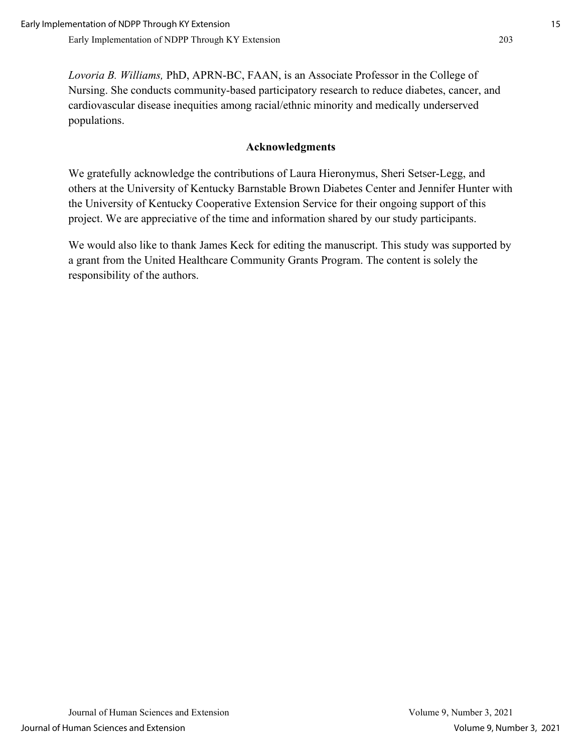*Lovoria B. Williams,* PhD, APRN-BC, FAAN, is an Associate Professor in the College of Nursing. She conducts community-based participatory research to reduce diabetes, cancer, and cardiovascular disease inequities among racial/ethnic minority and medically underserved populations.

## Acknowledgments

We gratefully acknowledge the contributions of Laura Hieronymus, Sheri Setser-Legg, and others at the University of Kentucky Barnstable Brown Diabetes Center and Jennifer Hunter with the University of Kentucky Cooperative Extension Service for their ongoing support of this project. We are appreciative of the time and information shared by our study participants.

We would also like to thank James Keck for editing the manuscript. This study was supported by a grant from the United Healthcare Community Grants Program. The content is solely the responsibility of the authors.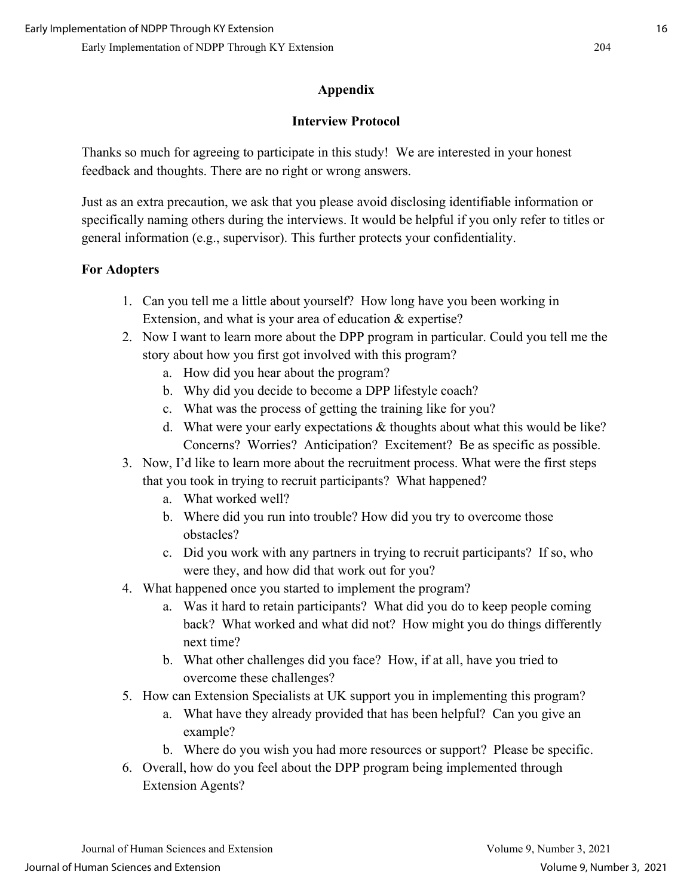## Appendix

### Interview Protocol

Thanks so much for agreeing to participate in this study! We are interested in your honest feedback and thoughts. There are no right or wrong answers.

Just as an extra precaution, we ask that you please avoid disclosing identifiable information or specifically naming others during the interviews. It would be helpful if you only refer to titles or general information (e.g., supervisor). This further protects your confidentiality.

**For Adopters**

1. Can you tell me a little about yourself? How long have you been working in Extension, and what is your area of education & expertise?
2. Now I want to learn more about the DPP program in particular. Could you tell me the story about how you first got involved with this program?
   a. How did you hear about the program?
   b. Why did you decide to become a DPP lifestyle coach?
   c. What was the process of getting the training like for you?
   d. What were your early expectations & thoughts about what this would be like? Concerns? Worries? Anticipation? Excitement? Be as specific as possible.
3. Now, I'd like to learn more about the recruitment process. What were the first steps that you took in trying to recruit participants? What happened?
   a. What worked well?
   b. Where did you run into trouble? How did you try to overcome those obstacles?
   c. Did you work with any partners in trying to recruit participants? If so, who were they, and how did that work out for you?
4. What happened once you started to implement the program?
   a. Was it hard to retain participants? What did you do to keep people coming back? What worked and what did not? How might you do things differently next time?
   b. What other challenges did you face? How, if at all, have you tried to overcome these challenges?
5. How can Extension Specialists at UK support you in implementing this program?
   a. What have they already provided that has been helpful? Can you give an example?
   b. Where do you wish you had more resources or support? Please be specific.
6. Overall, how do you feel about the DPP program being implemented through Extension Agents?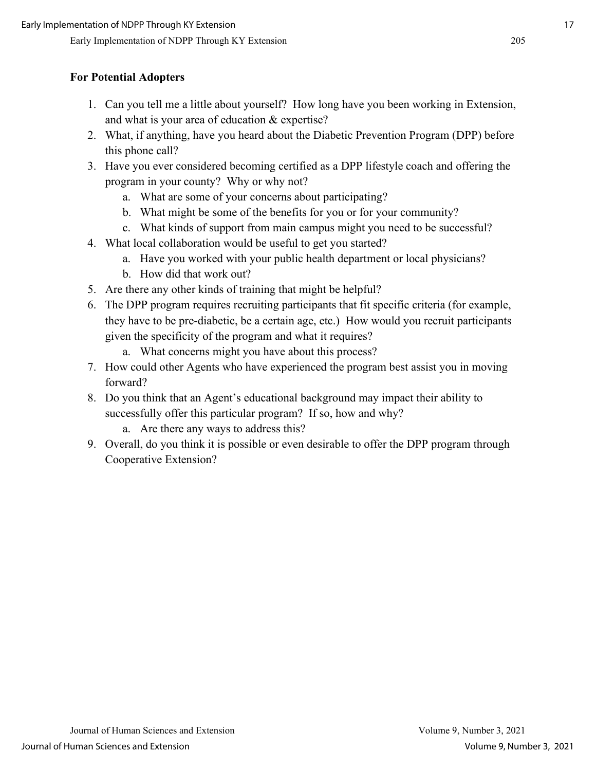**For Potential Adopters**

1. Can you tell me a little about yourself? How long have you been working in Extension, and what is your area of education & expertise?
2. What, if anything, have you heard about the Diabetic Prevention Program (DPP) before this phone call?
3. Have you ever considered becoming certified as a DPP lifestyle coach and offering the program in your county? Why or why not?
   a. What are some of your concerns about participating?
   b. What might be some of the benefits for you or for your community?
   c. What kinds of support from main campus might you need to be successful?
4. What local collaboration would be useful to get you started?
   a. Have you worked with your public health department or local physicians?
   b. How did that work out?
5. Are there any other kinds of training that might be helpful?
6. The DPP program requires recruiting participants that fit specific criteria (for example, they have to be pre-diabetic, be a certain age, etc.) How would you recruit participants given the specificity of the program and what it requires?
   a. What concerns might you have about this process?
7. How could other Agents who have experienced the program best assist you in moving forward?
8. Do you think that an Agent's educational background may impact their ability to successfully offer this particular program? If so, how and why?
   a. Are there any ways to address this?
9. Overall, do you think it is possible or even desirable to offer the DPP program through Cooperative Extension?